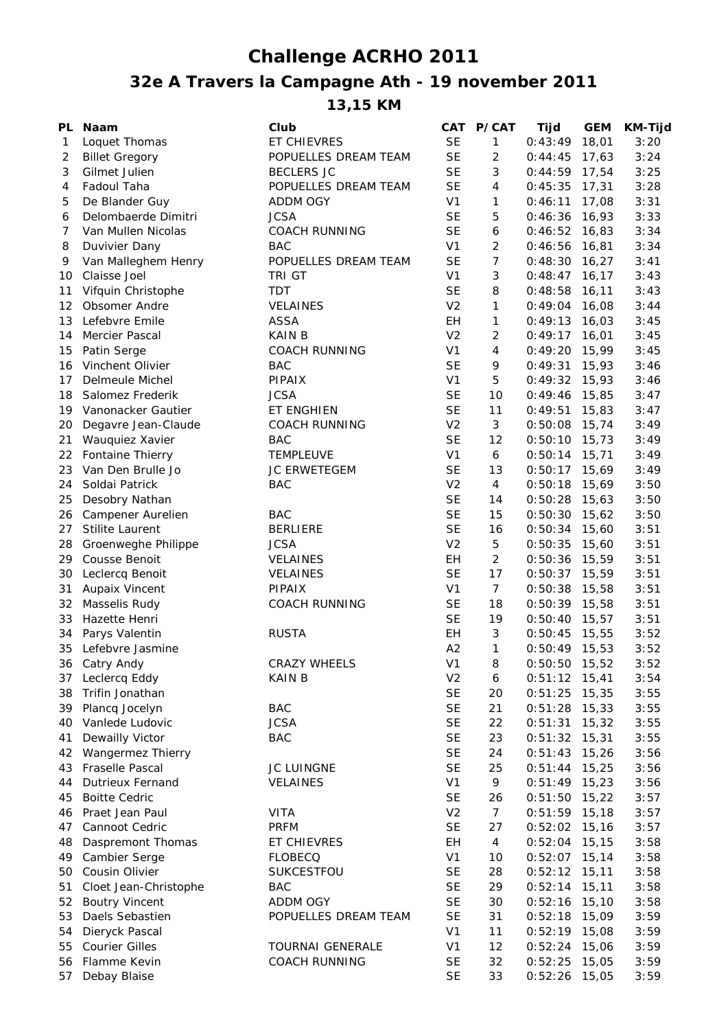# Challenge ACRHO 2011

## 32e A Travers la Campagne Ath - 19 november 2011

### 13,15 KM

| PL | Naam | Club | CAT | P/CAT | Tijd | GEM | KM-Tijd |
|---|---|---|---|---|---|---|---|
| 1 | Loquet Thomas | ET CHIEVRES | SE | 1 | 0:43:49 | 18,01 | 3:20 |
| 2 | Billet Gregory | POPUELLES DREAM TEAM | SE | 2 | 0:44:45 | 17,63 | 3:24 |
| 3 | Gilmet Julien | BECLERS JC | SE | 3 | 0:44:59 | 17,54 | 3:25 |
| 4 | Fadoul Taha | POPUELLES DREAM TEAM | SE | 4 | 0:45:35 | 17,31 | 3:28 |
| 5 | De Blander Guy | ADDM OGY | V1 | 1 | 0:46:11 | 17,08 | 3:31 |
| 6 | Delombaerde Dimitri | JCSA | SE | 5 | 0:46:36 | 16,93 | 3:33 |
| 7 | Van Mullen Nicolas | COACH RUNNING | SE | 6 | 0:46:52 | 16,83 | 3:34 |
| 8 | Duvivier Dany | BAC | V1 | 2 | 0:46:56 | 16,81 | 3:34 |
| 9 | Van Malleghem Henry | POPUELLES DREAM TEAM | SE | 7 | 0:48:30 | 16,27 | 3:41 |
| 10 | Claisse Joel | TRI GT | V1 | 3 | 0:48:47 | 16,17 | 3:43 |
| 11 | Vifquin Christophe | TDT | SE | 8 | 0:48:58 | 16,11 | 3:43 |
| 12 | Obsomer Andre | VELAINES | V2 | 1 | 0:49:04 | 16,08 | 3:44 |
| 13 | Lefebvre Emile | ASSA | EH | 1 | 0:49:13 | 16,03 | 3:45 |
| 14 | Mercier Pascal | KAIN B | V2 | 2 | 0:49:17 | 16,01 | 3:45 |
| 15 | Patin Serge | COACH RUNNING | V1 | 4 | 0:49:20 | 15,99 | 3:45 |
| 16 | Vinchent Olivier | BAC | SE | 9 | 0:49:31 | 15,93 | 3:46 |
| 17 | Delmeule Michel | PIPAIX | V1 | 5 | 0:49:32 | 15,93 | 3:46 |
| 18 | Salomez Frederik | JCSA | SE | 10 | 0:49:46 | 15,85 | 3:47 |
| 19 | Vanonacker Gautier | ET ENGHIEN | SE | 11 | 0:49:51 | 15,83 | 3:47 |
| 20 | Degavre Jean-Claude | COACH RUNNING | V2 | 3 | 0:50:08 | 15,74 | 3:49 |
| 21 | Wauquiez Xavier | BAC | SE | 12 | 0:50:10 | 15,73 | 3:49 |
| 22 | Fontaine Thierry | TEMPLEUVE | V1 | 6 | 0:50:14 | 15,71 | 3:49 |
| 23 | Van Den Brulle Jo | JC ERWETEGEM | SE | 13 | 0:50:17 | 15,69 | 3:49 |
| 24 | Soldai Patrick | BAC | V2 | 4 | 0:50:18 | 15,69 | 3:50 |
| 25 | Desobry Nathan | | SE | 14 | 0:50:28 | 15,63 | 3:50 |
| 26 | Campener Aurelien | BAC | SE | 15 | 0:50:30 | 15,62 | 3:50 |
| 27 | Stilite Laurent | BERLIERE | SE | 16 | 0:50:34 | 15,60 | 3:51 |
| 28 | Groenweghe Philippe | JCSA | V2 | 5 | 0:50:35 | 15,60 | 3:51 |
| 29 | Cousse Benoit | VELAINES | EH | 2 | 0:50:36 | 15,59 | 3:51 |
| 30 | Leclercq Benoit | VELAINES | SE | 17 | 0:50:37 | 15,59 | 3:51 |
| 31 | Aupaix Vincent | PIPAIX | V1 | 7 | 0:50:38 | 15,58 | 3:51 |
| 32 | Masselis Rudy | COACH RUNNING | SE | 18 | 0:50:39 | 15,58 | 3:51 |
| 33 | Hazette Henri | | SE | 19 | 0:50:40 | 15,57 | 3:51 |
| 34 | Parys Valentin | RUSTA | EH | 3 | 0:50:45 | 15,55 | 3:52 |
| 35 | Lefebvre Jasmine | | A2 | 1 | 0:50:49 | 15,53 | 3:52 |
| 36 | Catry Andy | CRAZY WHEELS | V1 | 8 | 0:50:50 | 15,52 | 3:52 |
| 37 | Leclercq Eddy | KAIN B | V2 | 6 | 0:51:12 | 15,41 | 3:54 |
| 38 | Trifin Jonathan | | SE | 20 | 0:51:25 | 15,35 | 3:55 |
| 39 | Plancq Jocelyn | BAC | SE | 21 | 0:51:28 | 15,33 | 3:55 |
| 40 | Vanlede Ludovic | JCSA | SE | 22 | 0:51:31 | 15,32 | 3:55 |
| 41 | Dewailly Victor | BAC | SE | 23 | 0:51:32 | 15,31 | 3:55 |
| 42 | Wangermez Thierry | | SE | 24 | 0:51:43 | 15,26 | 3:56 |
| 43 | Fraselle Pascal | JC LUINGNE | SE | 25 | 0:51:44 | 15,25 | 3:56 |
| 44 | Dutrieux Fernand | VELAINES | V1 | 9 | 0:51:49 | 15,23 | 3:56 |
| 45 | Boitte Cedric | | SE | 26 | 0:51:50 | 15,22 | 3:57 |
| 46 | Praet Jean Paul | VITA | V2 | 7 | 0:51:59 | 15,18 | 3:57 |
| 47 | Cannoot Cedric | PRFM | SE | 27 | 0:52:02 | 15,16 | 3:57 |
| 48 | Daspremont Thomas | ET CHIEVRES | EH | 4 | 0:52:04 | 15,15 | 3:58 |
| 49 | Cambier Serge | FLOBECQ | V1 | 10 | 0:52:07 | 15,14 | 3:58 |
| 50 | Cousin Olivier | SUKCESTFOU | SE | 28 | 0:52:12 | 15,11 | 3:58 |
| 51 | Cloet Jean-Christophe | BAC | SE | 29 | 0:52:14 | 15,11 | 3:58 |
| 52 | Boutry Vincent | ADDM OGY | SE | 30 | 0:52:16 | 15,10 | 3:58 |
| 53 | Daels Sebastien | POPUELLES DREAM TEAM | SE | 31 | 0:52:18 | 15,09 | 3:59 |
| 54 | Dieryck Pascal | | V1 | 11 | 0:52:19 | 15,08 | 3:59 |
| 55 | Courier Gilles | TOURNAI GENERALE | V1 | 12 | 0:52:24 | 15,06 | 3:59 |
| 56 | Flamme Kevin | COACH RUNNING | SE | 32 | 0:52:25 | 15,05 | 3:59 |
| 57 | Debay Blaise | | SE | 33 | 0:52:26 | 15,05 | 3:59 |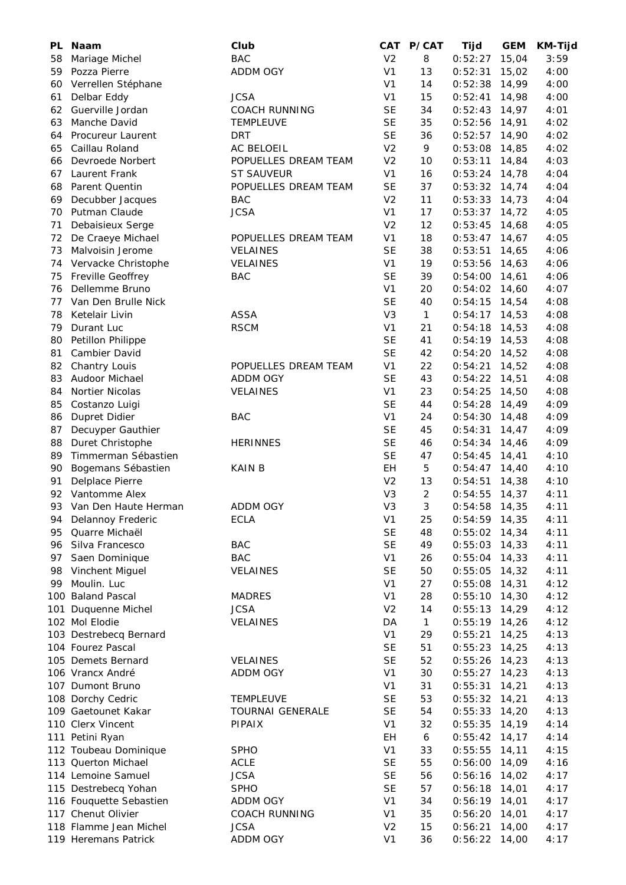| PL | Naam | Club | CAT | P/CAT | Tijd | GEM | KM-Tijd |
|---|---|---|---|---|---|---|---|
| 58 | Mariage Michel | BAC | V2 | 8 | 0:52:27 | 15,04 | 3:59 |
| 59 | Pozza Pierre | ADDM OGY | V1 | 13 | 0:52:31 | 15,02 | 4:00 |
| 60 | Verrellen Stéphane | | V1 | 14 | 0:52:38 | 14,99 | 4:00 |
| 61 | Delbar Eddy | JCSA | V1 | 15 | 0:52:41 | 14,98 | 4:00 |
| 62 | Guerville Jordan | COACH RUNNING | SE | 34 | 0:52:43 | 14,97 | 4:01 |
| 63 | Manche David | TEMPLEUVE | SE | 35 | 0:52:56 | 14,91 | 4:02 |
| 64 | Procureur Laurent | DRT | SE | 36 | 0:52:57 | 14,90 | 4:02 |
| 65 | Caillau Roland | AC BELOEIL | V2 | 9 | 0:53:08 | 14,85 | 4:02 |
| 66 | Devroede Norbert | POPUELLES DREAM TEAM | V2 | 10 | 0:53:11 | 14,84 | 4:03 |
| 67 | Laurent Frank | ST SAUVEUR | V1 | 16 | 0:53:24 | 14,78 | 4:04 |
| 68 | Parent Quentin | POPUELLES DREAM TEAM | SE | 37 | 0:53:32 | 14,74 | 4:04 |
| 69 | Decubber Jacques | BAC | V2 | 11 | 0:53:33 | 14,73 | 4:04 |
| 70 | Putman Claude | JCSA | V1 | 17 | 0:53:37 | 14,72 | 4:05 |
| 71 | Debaisieux Serge | | V2 | 12 | 0:53:45 | 14,68 | 4:05 |
| 72 | De Craeye Michael | POPUELLES DREAM TEAM | V1 | 18 | 0:53:47 | 14,67 | 4:05 |
| 73 | Malvoisin Jerome | VELAINES | SE | 38 | 0:53:51 | 14,65 | 4:06 |
| 74 | Vervacke Christophe | VELAINES | V1 | 19 | 0:53:56 | 14,63 | 4:06 |
| 75 | Freville Geoffrey | BAC | SE | 39 | 0:54:00 | 14,61 | 4:06 |
| 76 | Dellemme Bruno | | V1 | 20 | 0:54:02 | 14,60 | 4:07 |
| 77 | Van Den Brulle Nick | | SE | 40 | 0:54:15 | 14,54 | 4:08 |
| 78 | Ketelair Livin | ASSA | V3 | 1 | 0:54:17 | 14,53 | 4:08 |
| 79 | Durant Luc | RSCM | V1 | 21 | 0:54:18 | 14,53 | 4:08 |
| 80 | Petillon Philippe | | SE | 41 | 0:54:19 | 14,53 | 4:08 |
| 81 | Cambier David | | SE | 42 | 0:54:20 | 14,52 | 4:08 |
| 82 | Chantry Louis | POPUELLES DREAM TEAM | V1 | 22 | 0:54:21 | 14,52 | 4:08 |
| 83 | Audoor Michael | ADDM OGY | SE | 43 | 0:54:22 | 14,51 | 4:08 |
| 84 | Nortier Nicolas | VELAINES | V1 | 23 | 0:54:25 | 14,50 | 4:08 |
| 85 | Costanzo Luigi | | SE | 44 | 0:54:28 | 14,49 | 4:09 |
| 86 | Dupret Didier | BAC | V1 | 24 | 0:54:30 | 14,48 | 4:09 |
| 87 | Decuyper Gauthier | | SE | 45 | 0:54:31 | 14,47 | 4:09 |
| 88 | Duret Christophe | HERINNES | SE | 46 | 0:54:34 | 14,46 | 4:09 |
| 89 | Timmerman Sébastien | | SE | 47 | 0:54:45 | 14,41 | 4:10 |
| 90 | Bogemans Sébastien | KAIN B | EH | 5 | 0:54:47 | 14,40 | 4:10 |
| 91 | Delplace Pierre | | V2 | 13 | 0:54:51 | 14,38 | 4:10 |
| 92 | Vantomme Alex | | V3 | 2 | 0:54:55 | 14,37 | 4:11 |
| 93 | Van Den Haute Herman | ADDM OGY | V3 | 3 | 0:54:58 | 14,35 | 4:11 |
| 94 | Delannoy Frederic | ECLA | V1 | 25 | 0:54:59 | 14,35 | 4:11 |
| 95 | Quarre Michaël | | SE | 48 | 0:55:02 | 14,34 | 4:11 |
| 96 | Silva Francesco | BAC | SE | 49 | 0:55:03 | 14,33 | 4:11 |
| 97 | Saen Dominique | BAC | V1 | 26 | 0:55:04 | 14,33 | 4:11 |
| 98 | Vinchent Miguel | VELAINES | SE | 50 | 0:55:05 | 14,32 | 4:11 |
| 99 | Moulin. Luc | | V1 | 27 | 0:55:08 | 14,31 | 4:12 |
| 100 | Baland Pascal | MADRES | V1 | 28 | 0:55:10 | 14,30 | 4:12 |
| 101 | Duquenne Michel | JCSA | V2 | 14 | 0:55:13 | 14,29 | 4:12 |
| 102 | Mol Elodie | VELAINES | DA | 1 | 0:55:19 | 14,26 | 4:12 |
| 103 | Destrebecq Bernard | | V1 | 29 | 0:55:21 | 14,25 | 4:13 |
| 104 | Fourez Pascal | | SE | 51 | 0:55:23 | 14,25 | 4:13 |
| 105 | Demets Bernard | VELAINES | SE | 52 | 0:55:26 | 14,23 | 4:13 |
| 106 | Vrancx André | ADDM OGY | V1 | 30 | 0:55:27 | 14,23 | 4:13 |
| 107 | Dumont Bruno | | V1 | 31 | 0:55:31 | 14,21 | 4:13 |
| 108 | Dorchy Cedric | TEMPLEUVE | SE | 53 | 0:55:32 | 14,21 | 4:13 |
| 109 | Gaetounet Kakar | TOURNAI GENERALE | SE | 54 | 0:55:33 | 14,20 | 4:13 |
| 110 | Clerx Vincent | PIPAIX | V1 | 32 | 0:55:35 | 14,19 | 4:14 |
| 111 | Petini Ryan | | EH | 6 | 0:55:42 | 14,17 | 4:14 |
| 112 | Toubeau Dominique | SPHO | V1 | 33 | 0:55:55 | 14,11 | 4:15 |
| 113 | Querton Michael | ACLE | SE | 55 | 0:56:00 | 14,09 | 4:16 |
| 114 | Lemoine Samuel | JCSA | SE | 56 | 0:56:16 | 14,02 | 4:17 |
| 115 | Destrebecq Yohan | SPHO | SE | 57 | 0:56:18 | 14,01 | 4:17 |
| 116 | Fouquette Sebastien | ADDM OGY | V1 | 34 | 0:56:19 | 14,01 | 4:17 |
| 117 | Chenut Olivier | COACH RUNNING | V1 | 35 | 0:56:20 | 14,01 | 4:17 |
| 118 | Flamme Jean Michel | JCSA | V2 | 15 | 0:56:21 | 14,00 | 4:17 |
| 119 | Heremans Patrick | ADDM OGY | V1 | 36 | 0:56:22 | 14,00 | 4:17 |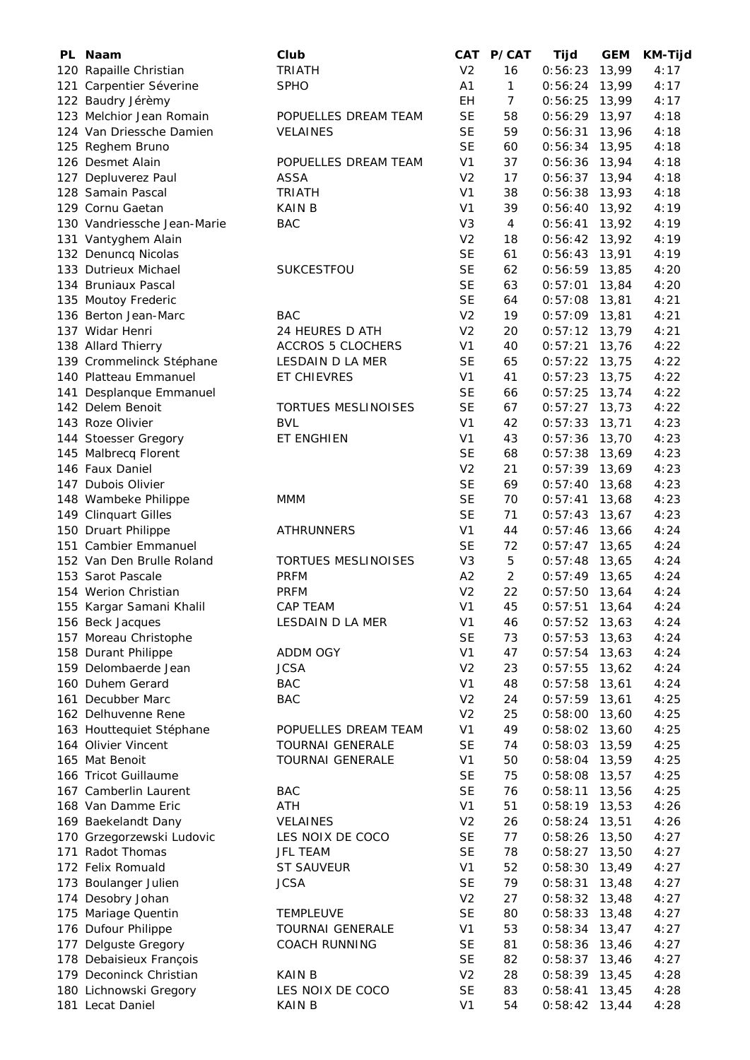| PL | Naam | Club | CAT | P/CAT | Tijd | GEM | KM-Tijd |
|---|---|---|---|---|---|---|---|
| 120 | Rapaille Christian | TRIATH | V2 | 16 | 0:56:23 | 13,99 | 4:17 |
| 121 | Carpentier Séverine | SPHO | A1 | 1 | 0:56:24 | 13,99 | 4:17 |
| 122 | Baudry Jérèmy | | EH | 7 | 0:56:25 | 13,99 | 4:17 |
| 123 | Melchior Jean Romain | POPUELLES DREAM TEAM | SE | 58 | 0:56:29 | 13,97 | 4:18 |
| 124 | Van Driessche Damien | VELAINES | SE | 59 | 0:56:31 | 13,96 | 4:18 |
| 125 | Reghem Bruno | | SE | 60 | 0:56:34 | 13,95 | 4:18 |
| 126 | Desmet Alain | POPUELLES DREAM TEAM | V1 | 37 | 0:56:36 | 13,94 | 4:18 |
| 127 | Depluverez Paul | ASSA | V2 | 17 | 0:56:37 | 13,94 | 4:18 |
| 128 | Samain Pascal | TRIATH | V1 | 38 | 0:56:38 | 13,93 | 4:18 |
| 129 | Cornu Gaetan | KAIN B | V1 | 39 | 0:56:40 | 13,92 | 4:19 |
| 130 | Vandriessche Jean-Marie | BAC | V3 | 4 | 0:56:41 | 13,92 | 4:19 |
| 131 | Vantyghem Alain | | V2 | 18 | 0:56:42 | 13,92 | 4:19 |
| 132 | Denuncq Nicolas | | SE | 61 | 0:56:43 | 13,91 | 4:19 |
| 133 | Dutrieux Michael | SUKCESTFOU | SE | 62 | 0:56:59 | 13,85 | 4:20 |
| 134 | Bruniaux Pascal | | SE | 63 | 0:57:01 | 13,84 | 4:20 |
| 135 | Moutoy Frederic | | SE | 64 | 0:57:08 | 13,81 | 4:21 |
| 136 | Berton Jean-Marc | BAC | V2 | 19 | 0:57:09 | 13,81 | 4:21 |
| 137 | Widar Henri | 24 HEURES D ATH | V2 | 20 | 0:57:12 | 13,79 | 4:21 |
| 138 | Allard Thierry | ACCROS 5 CLOCHERS | V1 | 40 | 0:57:21 | 13,76 | 4:22 |
| 139 | Crommelinck Stéphane | LESDAIN D LA MER | SE | 65 | 0:57:22 | 13,75 | 4:22 |
| 140 | Platteau Emmanuel | ET CHIEVRES | V1 | 41 | 0:57:23 | 13,75 | 4:22 |
| 141 | Desplanque Emmanuel | | SE | 66 | 0:57:25 | 13,74 | 4:22 |
| 142 | Delem Benoit | TORTUES MESLINOISES | SE | 67 | 0:57:27 | 13,73 | 4:22 |
| 143 | Roze Olivier | BVL | V1 | 42 | 0:57:33 | 13,71 | 4:23 |
| 144 | Stoesser Gregory | ET ENGHIEN | V1 | 43 | 0:57:36 | 13,70 | 4:23 |
| 145 | Malbrecq Florent | | SE | 68 | 0:57:38 | 13,69 | 4:23 |
| 146 | Faux Daniel | | V2 | 21 | 0:57:39 | 13,69 | 4:23 |
| 147 | Dubois Olivier | | SE | 69 | 0:57:40 | 13,68 | 4:23 |
| 148 | Wambeke Philippe | MMM | SE | 70 | 0:57:41 | 13,68 | 4:23 |
| 149 | Clinquart Gilles | | SE | 71 | 0:57:43 | 13,67 | 4:23 |
| 150 | Druart Philippe | ATHRUNNERS | V1 | 44 | 0:57:46 | 13,66 | 4:24 |
| 151 | Cambier Emmanuel | | SE | 72 | 0:57:47 | 13,65 | 4:24 |
| 152 | Van Den Brulle Roland | TORTUES MESLINOISES | V3 | 5 | 0:57:48 | 13,65 | 4:24 |
| 153 | Sarot Pascale | PRFM | A2 | 2 | 0:57:49 | 13,65 | 4:24 |
| 154 | Werion Christian | PRFM | V2 | 22 | 0:57:50 | 13,64 | 4:24 |
| 155 | Kargar Samani Khalil | CAP TEAM | V1 | 45 | 0:57:51 | 13,64 | 4:24 |
| 156 | Beck Jacques | LESDAIN D LA MER | V1 | 46 | 0:57:52 | 13,63 | 4:24 |
| 157 | Moreau Christophe | | SE | 73 | 0:57:53 | 13,63 | 4:24 |
| 158 | Durant Philippe | ADDM OGY | V1 | 47 | 0:57:54 | 13,63 | 4:24 |
| 159 | Delombaerde Jean | JCSA | V2 | 23 | 0:57:55 | 13,62 | 4:24 |
| 160 | Duhem Gerard | BAC | V1 | 48 | 0:57:58 | 13,61 | 4:24 |
| 161 | Decubber Marc | BAC | V2 | 24 | 0:57:59 | 13,61 | 4:25 |
| 162 | Delhuvenne Rene | | V2 | 25 | 0:58:00 | 13,60 | 4:25 |
| 163 | Houttequiet Stéphane | POPUELLES DREAM TEAM | V1 | 49 | 0:58:02 | 13,60 | 4:25 |
| 164 | Olivier Vincent | TOURNAI GENERALE | SE | 74 | 0:58:03 | 13,59 | 4:25 |
| 165 | Mat Benoit | TOURNAI GENERALE | V1 | 50 | 0:58:04 | 13,59 | 4:25 |
| 166 | Tricot Guillaume | | SE | 75 | 0:58:08 | 13,57 | 4:25 |
| 167 | Camberlin Laurent | BAC | SE | 76 | 0:58:11 | 13,56 | 4:25 |
| 168 | Van Damme Eric | ATH | V1 | 51 | 0:58:19 | 13,53 | 4:26 |
| 169 | Baekelandt Dany | VELAINES | V2 | 26 | 0:58:24 | 13,51 | 4:26 |
| 170 | Grzegorzewski Ludovic | LES NOIX DE COCO | SE | 77 | 0:58:26 | 13,50 | 4:27 |
| 171 | Radot Thomas | JFL TEAM | SE | 78 | 0:58:27 | 13,50 | 4:27 |
| 172 | Felix Romuald | ST SAUVEUR | V1 | 52 | 0:58:30 | 13,49 | 4:27 |
| 173 | Boulanger Julien | JCSA | SE | 79 | 0:58:31 | 13,48 | 4:27 |
| 174 | Desobry Johan | | V2 | 27 | 0:58:32 | 13,48 | 4:27 |
| 175 | Mariage Quentin | TEMPLEUVE | SE | 80 | 0:58:33 | 13,48 | 4:27 |
| 176 | Dufour Philippe | TOURNAI GENERALE | V1 | 53 | 0:58:34 | 13,47 | 4:27 |
| 177 | Delguste Gregory | COACH RUNNING | SE | 81 | 0:58:36 | 13,46 | 4:27 |
| 178 | Debaisieux François | | SE | 82 | 0:58:37 | 13,46 | 4:27 |
| 179 | Deconinck Christian | KAIN B | V2 | 28 | 0:58:39 | 13,45 | 4:28 |
| 180 | Lichnowski Gregory | LES NOIX DE COCO | SE | 83 | 0:58:41 | 13,45 | 4:28 |
| 181 | Lecat Daniel | KAIN B | V1 | 54 | 0:58:42 | 13,44 | 4:28 |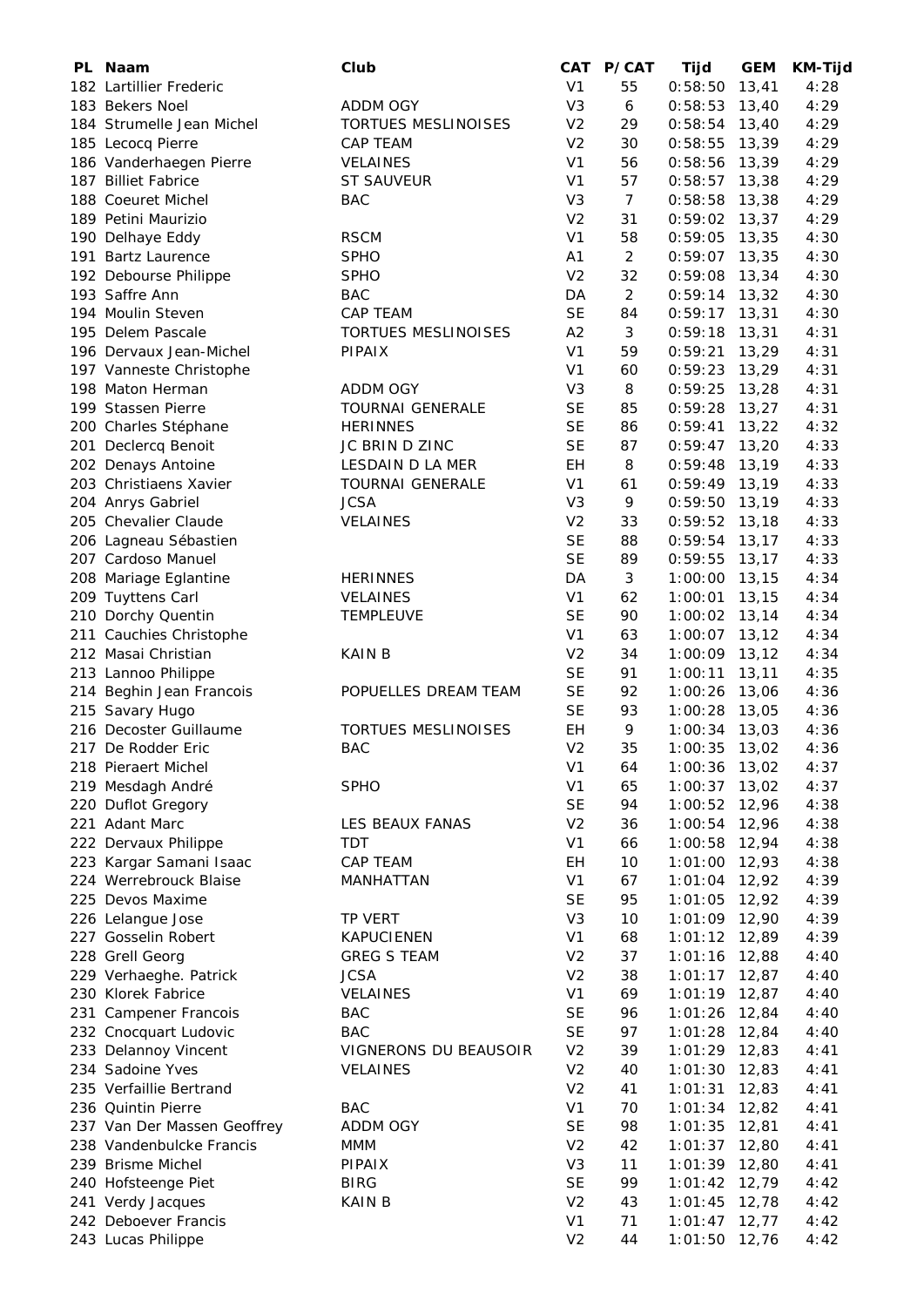| PL | Naam | Club | CAT | P/CAT | Tijd | GEM | KM-Tijd |
|---|---|---|---|---|---|---|---|
| 182 | Lartillier Frederic | | V1 | 55 | 0:58:50 | 13,41 | 4:28 |
| 183 | Bekers Noel | ADDM OGY | V3 | 6 | 0:58:53 | 13,40 | 4:29 |
| 184 | Strumelle Jean Michel | TORTUES MESLINOISES | V2 | 29 | 0:58:54 | 13,40 | 4:29 |
| 185 | Lecocq Pierre | CAP TEAM | V2 | 30 | 0:58:55 | 13,39 | 4:29 |
| 186 | Vanderhaegen Pierre | VELAINES | V1 | 56 | 0:58:56 | 13,39 | 4:29 |
| 187 | Billiet Fabrice | ST SAUVEUR | V1 | 57 | 0:58:57 | 13,38 | 4:29 |
| 188 | Coeuret Michel | BAC | V3 | 7 | 0:58:58 | 13,38 | 4:29 |
| 189 | Petini Maurizio | | V2 | 31 | 0:59:02 | 13,37 | 4:29 |
| 190 | Delhaye Eddy | RSCM | V1 | 58 | 0:59:05 | 13,35 | 4:30 |
| 191 | Bartz Laurence | SPHO | A1 | 2 | 0:59:07 | 13,35 | 4:30 |
| 192 | Debourse Philippe | SPHO | V2 | 32 | 0:59:08 | 13,34 | 4:30 |
| 193 | Saffre Ann | BAC | DA | 2 | 0:59:14 | 13,32 | 4:30 |
| 194 | Moulin Steven | CAP TEAM | SE | 84 | 0:59:17 | 13,31 | 4:30 |
| 195 | Delem Pascale | TORTUES MESLINOISES | A2 | 3 | 0:59:18 | 13,31 | 4:31 |
| 196 | Dervaux Jean-Michel | PIPAIX | V1 | 59 | 0:59:21 | 13,29 | 4:31 |
| 197 | Vanneste Christophe | | V1 | 60 | 0:59:23 | 13,29 | 4:31 |
| 198 | Maton Herman | ADDM OGY | V3 | 8 | 0:59:25 | 13,28 | 4:31 |
| 199 | Stassen Pierre | TOURNAI GENERALE | SE | 85 | 0:59:28 | 13,27 | 4:31 |
| 200 | Charles Stéphane | HERINNES | SE | 86 | 0:59:41 | 13,22 | 4:32 |
| 201 | Declercq Benoit | JC BRIN D ZINC | SE | 87 | 0:59:47 | 13,20 | 4:33 |
| 202 | Denays Antoine | LESDAIN D LA MER | EH | 8 | 0:59:48 | 13,19 | 4:33 |
| 203 | Christiaens Xavier | TOURNAI GENERALE | V1 | 61 | 0:59:49 | 13,19 | 4:33 |
| 204 | Anrys Gabriel | JCSA | V3 | 9 | 0:59:50 | 13,19 | 4:33 |
| 205 | Chevalier Claude | VELAINES | V2 | 33 | 0:59:52 | 13,18 | 4:33 |
| 206 | Lagneau Sébastien | | SE | 88 | 0:59:54 | 13,17 | 4:33 |
| 207 | Cardoso Manuel | | SE | 89 | 0:59:55 | 13,17 | 4:33 |
| 208 | Mariage Eglantine | HERINNES | DA | 3 | 1:00:00 | 13,15 | 4:34 |
| 209 | Tuyttens Carl | VELAINES | V1 | 62 | 1:00:01 | 13,15 | 4:34 |
| 210 | Dorchy Quentin | TEMPLEUVE | SE | 90 | 1:00:02 | 13,14 | 4:34 |
| 211 | Cauchies Christophe | | V1 | 63 | 1:00:07 | 13,12 | 4:34 |
| 212 | Masai Christian | KAIN B | V2 | 34 | 1:00:09 | 13,12 | 4:34 |
| 213 | Lannoo Philippe | | SE | 91 | 1:00:11 | 13,11 | 4:35 |
| 214 | Beghin Jean Francois | POPUELLES DREAM TEAM | SE | 92 | 1:00:26 | 13,06 | 4:36 |
| 215 | Savary Hugo | | SE | 93 | 1:00:28 | 13,05 | 4:36 |
| 216 | Decoster Guillaume | TORTUES MESLINOISES | EH | 9 | 1:00:34 | 13,03 | 4:36 |
| 217 | De Rodder Eric | BAC | V2 | 35 | 1:00:35 | 13,02 | 4:36 |
| 218 | Pieraert Michel | | V1 | 64 | 1:00:36 | 13,02 | 4:37 |
| 219 | Mesdagh André | SPHO | V1 | 65 | 1:00:37 | 13,02 | 4:37 |
| 220 | Duflot Gregory | | SE | 94 | 1:00:52 | 12,96 | 4:38 |
| 221 | Adant Marc | LES BEAUX FANAS | V2 | 36 | 1:00:54 | 12,96 | 4:38 |
| 222 | Dervaux Philippe | TDT | V1 | 66 | 1:00:58 | 12,94 | 4:38 |
| 223 | Kargar Samani Isaac | CAP TEAM | EH | 10 | 1:01:00 | 12,93 | 4:38 |
| 224 | Werrebrouck Blaise | MANHATTAN | V1 | 67 | 1:01:04 | 12,92 | 4:39 |
| 225 | Devos Maxime | | SE | 95 | 1:01:05 | 12,92 | 4:39 |
| 226 | Lelangue Jose | TP VERT | V3 | 10 | 1:01:09 | 12,90 | 4:39 |
| 227 | Gosselin Robert | KAPUCIENEN | V1 | 68 | 1:01:12 | 12,89 | 4:39 |
| 228 | Grell Georg | GREG S TEAM | V2 | 37 | 1:01:16 | 12,88 | 4:40 |
| 229 | Verhaeghe. Patrick | JCSA | V2 | 38 | 1:01:17 | 12,87 | 4:40 |
| 230 | Klorek Fabrice | VELAINES | V1 | 69 | 1:01:19 | 12,87 | 4:40 |
| 231 | Campener Francois | BAC | SE | 96 | 1:01:26 | 12,84 | 4:40 |
| 232 | Cnocquart Ludovic | BAC | SE | 97 | 1:01:28 | 12,84 | 4:40 |
| 233 | Delannoy Vincent | VIGNERONS DU BEAUSOIR | V2 | 39 | 1:01:29 | 12,83 | 4:41 |
| 234 | Sadoine Yves | VELAINES | V2 | 40 | 1:01:30 | 12,83 | 4:41 |
| 235 | Verfaillie Bertrand | | V2 | 41 | 1:01:31 | 12,83 | 4:41 |
| 236 | Quintin Pierre | BAC | V1 | 70 | 1:01:34 | 12,82 | 4:41 |
| 237 | Van Der Massen Geoffrey | ADDM OGY | SE | 98 | 1:01:35 | 12,81 | 4:41 |
| 238 | Vandenbulcke Francis | MMM | V2 | 42 | 1:01:37 | 12,80 | 4:41 |
| 239 | Brisme Michel | PIPAIX | V3 | 11 | 1:01:39 | 12,80 | 4:41 |
| 240 | Hofsteenge Piet | BIRG | SE | 99 | 1:01:42 | 12,79 | 4:42 |
| 241 | Verdy Jacques | KAIN B | V2 | 43 | 1:01:45 | 12,78 | 4:42 |
| 242 | Deboever Francis | | V1 | 71 | 1:01:47 | 12,77 | 4:42 |
| 243 | Lucas Philippe | | V2 | 44 | 1:01:50 | 12,76 | 4:42 |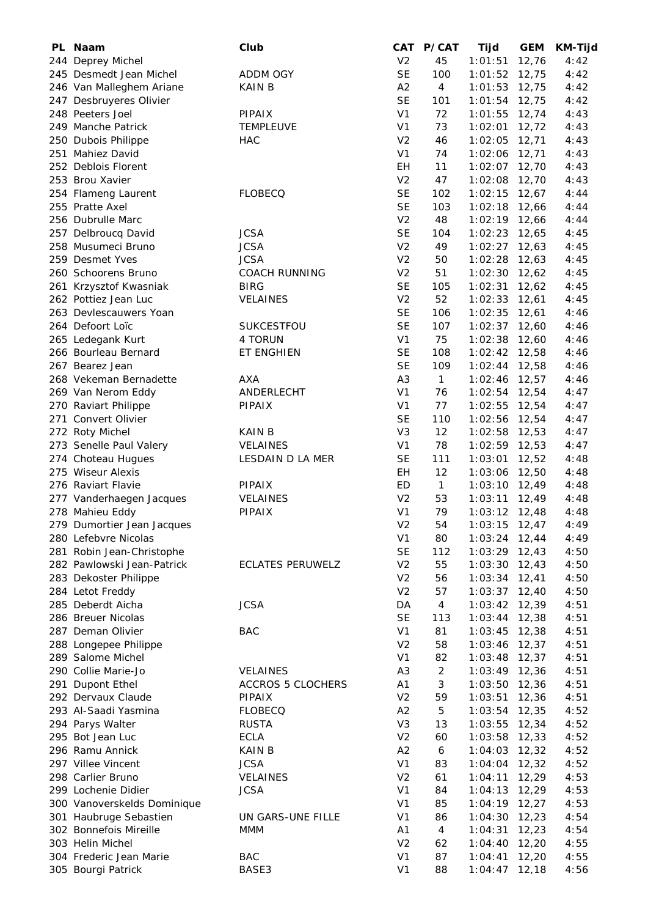| PL | Naam | Club | CAT | P/CAT | Tijd | GEM | KM-Tijd |
|---|---|---|---|---|---|---|---|
| 244 | Deprey Michel | | V2 | 45 | 1:01:51 | 12,76 | 4:42 |
| 245 | Desmedt Jean Michel | ADDM OGY | SE | 100 | 1:01:52 | 12,75 | 4:42 |
| 246 | Van Malleghem Ariane | KAIN B | A2 | 4 | 1:01:53 | 12,75 | 4:42 |
| 247 | Desbruyeres Olivier | | SE | 101 | 1:01:54 | 12,75 | 4:42 |
| 248 | Peeters Joel | PIPAIX | V1 | 72 | 1:01:55 | 12,74 | 4:43 |
| 249 | Manche Patrick | TEMPLEUVE | V1 | 73 | 1:02:01 | 12,72 | 4:43 |
| 250 | Dubois Philippe | HAC | V2 | 46 | 1:02:05 | 12,71 | 4:43 |
| 251 | Mahiez David | | V1 | 74 | 1:02:06 | 12,71 | 4:43 |
| 252 | Deblois Florent | | EH | 11 | 1:02:07 | 12,70 | 4:43 |
| 253 | Brou Xavier | | V2 | 47 | 1:02:08 | 12,70 | 4:43 |
| 254 | Flameng Laurent | FLOBECQ | SE | 102 | 1:02:15 | 12,67 | 4:44 |
| 255 | Pratte Axel | | SE | 103 | 1:02:18 | 12,66 | 4:44 |
| 256 | Dubrulle Marc | | V2 | 48 | 1:02:19 | 12,66 | 4:44 |
| 257 | Delbroucq David | JCSA | SE | 104 | 1:02:23 | 12,65 | 4:45 |
| 258 | Musumeci Bruno | JCSA | V2 | 49 | 1:02:27 | 12,63 | 4:45 |
| 259 | Desmet Yves | JCSA | V2 | 50 | 1:02:28 | 12,63 | 4:45 |
| 260 | Schoorens Bruno | COACH RUNNING | V2 | 51 | 1:02:30 | 12,62 | 4:45 |
| 261 | Krzysztof Kwasniak | BIRG | SE | 105 | 1:02:31 | 12,62 | 4:45 |
| 262 | Pottiez Jean Luc | VELAINES | V2 | 52 | 1:02:33 | 12,61 | 4:45 |
| 263 | Devlescauwers Yoan | | SE | 106 | 1:02:35 | 12,61 | 4:46 |
| 264 | Defoort Loïc | SUKCESTFOU | SE | 107 | 1:02:37 | 12,60 | 4:46 |
| 265 | Ledegank Kurt | 4 TORUN | V1 | 75 | 1:02:38 | 12,60 | 4:46 |
| 266 | Bourleau Bernard | ET ENGHIEN | SE | 108 | 1:02:42 | 12,58 | 4:46 |
| 267 | Bearez Jean | | SE | 109 | 1:02:44 | 12,58 | 4:46 |
| 268 | Vekeman Bernadette | AXA | A3 | 1 | 1:02:46 | 12,57 | 4:46 |
| 269 | Van Nerom Eddy | ANDERLECHT | V1 | 76 | 1:02:54 | 12,54 | 4:47 |
| 270 | Raviart Philippe | PIPAIX | V1 | 77 | 1:02:55 | 12,54 | 4:47 |
| 271 | Convert Olivier | | SE | 110 | 1:02:56 | 12,54 | 4:47 |
| 272 | Roty Michel | KAIN B | V3 | 12 | 1:02:58 | 12,53 | 4:47 |
| 273 | Senelle Paul Valery | VELAINES | V1 | 78 | 1:02:59 | 12,53 | 4:47 |
| 274 | Choteau Hugues | LESDAIN D LA MER | SE | 111 | 1:03:01 | 12,52 | 4:48 |
| 275 | Wiseur Alexis | | EH | 12 | 1:03:06 | 12,50 | 4:48 |
| 276 | Raviart Flavie | PIPAIX | ED | 1 | 1:03:10 | 12,49 | 4:48 |
| 277 | Vanderhaegen Jacques | VELAINES | V2 | 53 | 1:03:11 | 12,49 | 4:48 |
| 278 | Mahieu Eddy | PIPAIX | V1 | 79 | 1:03:12 | 12,48 | 4:48 |
| 279 | Dumortier Jean Jacques | | V2 | 54 | 1:03:15 | 12,47 | 4:49 |
| 280 | Lefebvre Nicolas | | V1 | 80 | 1:03:24 | 12,44 | 4:49 |
| 281 | Robin Jean-Christophe | | SE | 112 | 1:03:29 | 12,43 | 4:50 |
| 282 | Pawlowski Jean-Patrick | ECLATES PERUWELZ | V2 | 55 | 1:03:30 | 12,43 | 4:50 |
| 283 | Dekoster Philippe | | V2 | 56 | 1:03:34 | 12,41 | 4:50 |
| 284 | Letot Freddy | | V2 | 57 | 1:03:37 | 12,40 | 4:50 |
| 285 | Deberdt Aicha | JCSA | DA | 4 | 1:03:42 | 12,39 | 4:51 |
| 286 | Breuer Nicolas | | SE | 113 | 1:03:44 | 12,38 | 4:51 |
| 287 | Deman Olivier | BAC | V1 | 81 | 1:03:45 | 12,38 | 4:51 |
| 288 | Longepee Philippe | | V2 | 58 | 1:03:46 | 12,37 | 4:51 |
| 289 | Salome Michel | | V1 | 82 | 1:03:48 | 12,37 | 4:51 |
| 290 | Collie Marie-Jo | VELAINES | A3 | 2 | 1:03:49 | 12,36 | 4:51 |
| 291 | Dupont Ethel | ACCROS 5 CLOCHERS | A1 | 3 | 1:03:50 | 12,36 | 4:51 |
| 292 | Dervaux Claude | PIPAIX | V2 | 59 | 1:03:51 | 12,36 | 4:51 |
| 293 | Al-Saadi Yasmina | FLOBECQ | A2 | 5 | 1:03:54 | 12,35 | 4:52 |
| 294 | Parys Walter | RUSTA | V3 | 13 | 1:03:55 | 12,34 | 4:52 |
| 295 | Bot Jean Luc | ECLA | V2 | 60 | 1:03:58 | 12,33 | 4:52 |
| 296 | Ramu Annick | KAIN B | A2 | 6 | 1:04:03 | 12,32 | 4:52 |
| 297 | Villee Vincent | JCSA | V1 | 83 | 1:04:04 | 12,32 | 4:52 |
| 298 | Carlier Bruno | VELAINES | V2 | 61 | 1:04:11 | 12,29 | 4:53 |
| 299 | Lochenie Didier | JCSA | V1 | 84 | 1:04:13 | 12,29 | 4:53 |
| 300 | Vanoverskelds Dominique | | V1 | 85 | 1:04:19 | 12,27 | 4:53 |
| 301 | Haubruge Sebastien | UN GARS-UNE FILLE | V1 | 86 | 1:04:30 | 12,23 | 4:54 |
| 302 | Bonnefois Mireille | MMM | A1 | 4 | 1:04:31 | 12,23 | 4:54 |
| 303 | Helin Michel | | V2 | 62 | 1:04:40 | 12,20 | 4:55 |
| 304 | Frederic Jean Marie | BAC | V1 | 87 | 1:04:41 | 12,20 | 4:55 |
| 305 | Bourgi Patrick | BASE3 | V1 | 88 | 1:04:47 | 12,18 | 4:56 |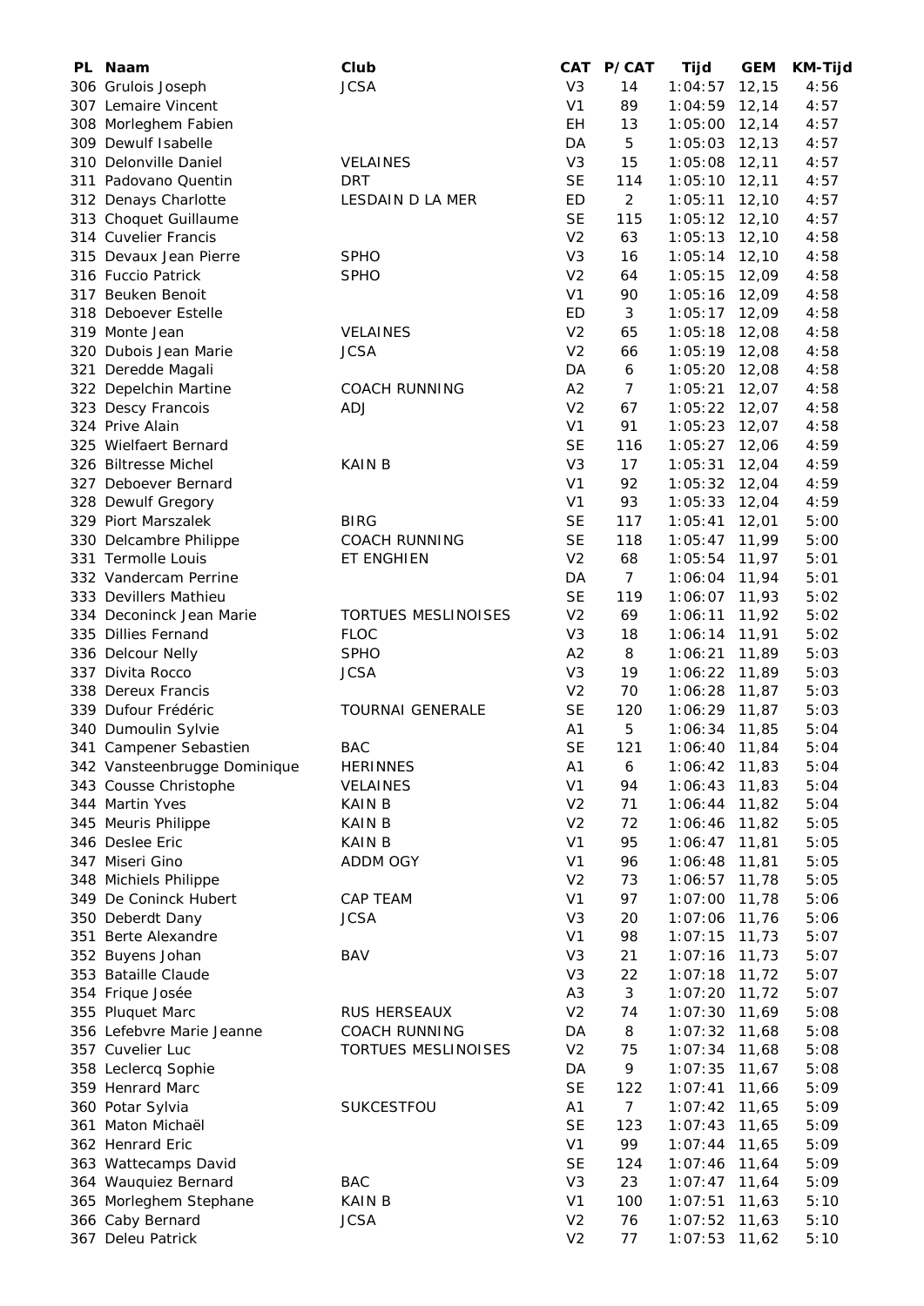| PL | Naam | Club | CAT | P/CAT | Tijd | GEM | KM-Tijd |
|---|---|---|---|---|---|---|---|
| 306 | Grulois Joseph | JCSA | V3 | 14 | 1:04:57 | 12,15 | 4:56 |
| 307 | Lemaire Vincent | | V1 | 89 | 1:04:59 | 12,14 | 4:57 |
| 308 | Morleghem Fabien | | EH | 13 | 1:05:00 | 12,14 | 4:57 |
| 309 | Dewulf Isabelle | | DA | 5 | 1:05:03 | 12,13 | 4:57 |
| 310 | Delonville Daniel | VELAINES | V3 | 15 | 1:05:08 | 12,11 | 4:57 |
| 311 | Padovano Quentin | DRT | SE | 114 | 1:05:10 | 12,11 | 4:57 |
| 312 | Denays Charlotte | LESDAIN D LA MER | ED | 2 | 1:05:11 | 12,10 | 4:57 |
| 313 | Choquet Guillaume | | SE | 115 | 1:05:12 | 12,10 | 4:57 |
| 314 | Cuvelier Francis | | V2 | 63 | 1:05:13 | 12,10 | 4:58 |
| 315 | Devaux Jean Pierre | SPHO | V3 | 16 | 1:05:14 | 12,10 | 4:58 |
| 316 | Fuccio Patrick | SPHO | V2 | 64 | 1:05:15 | 12,09 | 4:58 |
| 317 | Beuken Benoit | | V1 | 90 | 1:05:16 | 12,09 | 4:58 |
| 318 | Deboever Estelle | | ED | 3 | 1:05:17 | 12,09 | 4:58 |
| 319 | Monte Jean | VELAINES | V2 | 65 | 1:05:18 | 12,08 | 4:58 |
| 320 | Dubois Jean Marie | JCSA | V2 | 66 | 1:05:19 | 12,08 | 4:58 |
| 321 | Deredde Magali | | DA | 6 | 1:05:20 | 12,08 | 4:58 |
| 322 | Depelchin Martine | COACH RUNNING | A2 | 7 | 1:05:21 | 12,07 | 4:58 |
| 323 | Descy Francois | ADJ | V2 | 67 | 1:05:22 | 12,07 | 4:58 |
| 324 | Prive Alain | | V1 | 91 | 1:05:23 | 12,07 | 4:58 |
| 325 | Wielfaert Bernard | | SE | 116 | 1:05:27 | 12,06 | 4:59 |
| 326 | Biltresse Michel | KAIN B | V3 | 17 | 1:05:31 | 12,04 | 4:59 |
| 327 | Deboever Bernard | | V1 | 92 | 1:05:32 | 12,04 | 4:59 |
| 328 | Dewulf Gregory | | V1 | 93 | 1:05:33 | 12,04 | 4:59 |
| 329 | Piort Marszalek | BIRG | SE | 117 | 1:05:41 | 12,01 | 5:00 |
| 330 | Delcambre Philippe | COACH RUNNING | SE | 118 | 1:05:47 | 11,99 | 5:00 |
| 331 | Termolle Louis | ET ENGHIEN | V2 | 68 | 1:05:54 | 11,97 | 5:01 |
| 332 | Vandercam Perrine | | DA | 7 | 1:06:04 | 11,94 | 5:01 |
| 333 | Devillers Mathieu | | SE | 119 | 1:06:07 | 11,93 | 5:02 |
| 334 | Deconinck Jean Marie | TORTUES MESLINOISES | V2 | 69 | 1:06:11 | 11,92 | 5:02 |
| 335 | Dillies Fernand | FLOC | V3 | 18 | 1:06:14 | 11,91 | 5:02 |
| 336 | Delcour Nelly | SPHO | A2 | 8 | 1:06:21 | 11,89 | 5:03 |
| 337 | Divita Rocco | JCSA | V3 | 19 | 1:06:22 | 11,89 | 5:03 |
| 338 | Dereux Francis | | V2 | 70 | 1:06:28 | 11,87 | 5:03 |
| 339 | Dufour Frédéric | TOURNAI GENERALE | SE | 120 | 1:06:29 | 11,87 | 5:03 |
| 340 | Dumoulin Sylvie | | A1 | 5 | 1:06:34 | 11,85 | 5:04 |
| 341 | Campener Sebastien | BAC | SE | 121 | 1:06:40 | 11,84 | 5:04 |
| 342 | Vansteenbrugge Dominique | HERINNES | A1 | 6 | 1:06:42 | 11,83 | 5:04 |
| 343 | Cousse Christophe | VELAINES | V1 | 94 | 1:06:43 | 11,83 | 5:04 |
| 344 | Martin Yves | KAIN B | V2 | 71 | 1:06:44 | 11,82 | 5:04 |
| 345 | Meuris Philippe | KAIN B | V2 | 72 | 1:06:46 | 11,82 | 5:05 |
| 346 | Deslee Eric | KAIN B | V1 | 95 | 1:06:47 | 11,81 | 5:05 |
| 347 | Miseri Gino | ADDM OGY | V1 | 96 | 1:06:48 | 11,81 | 5:05 |
| 348 | Michiels Philippe | | V2 | 73 | 1:06:57 | 11,78 | 5:05 |
| 349 | De Coninck Hubert | CAP TEAM | V1 | 97 | 1:07:00 | 11,78 | 5:06 |
| 350 | Deberdt Dany | JCSA | V3 | 20 | 1:07:06 | 11,76 | 5:06 |
| 351 | Berte Alexandre | | V1 | 98 | 1:07:15 | 11,73 | 5:07 |
| 352 | Buyens Johan | BAV | V3 | 21 | 1:07:16 | 11,73 | 5:07 |
| 353 | Bataille Claude | | V3 | 22 | 1:07:18 | 11,72 | 5:07 |
| 354 | Frique Josée | | A3 | 3 | 1:07:20 | 11,72 | 5:07 |
| 355 | Pluquet Marc | RUS HERSEAUX | V2 | 74 | 1:07:30 | 11,69 | 5:08 |
| 356 | Lefebvre Marie Jeanne | COACH RUNNING | DA | 8 | 1:07:32 | 11,68 | 5:08 |
| 357 | Cuvelier Luc | TORTUES MESLINOISES | V2 | 75 | 1:07:34 | 11,68 | 5:08 |
| 358 | Leclercq Sophie | | DA | 9 | 1:07:35 | 11,67 | 5:08 |
| 359 | Henrard Marc | | SE | 122 | 1:07:41 | 11,66 | 5:09 |
| 360 | Potar Sylvia | SUKCESTFOU | A1 | 7 | 1:07:42 | 11,65 | 5:09 |
| 361 | Maton Michaël | | SE | 123 | 1:07:43 | 11,65 | 5:09 |
| 362 | Henrard Eric | | V1 | 99 | 1:07:44 | 11,65 | 5:09 |
| 363 | Wattecamps David | | SE | 124 | 1:07:46 | 11,64 | 5:09 |
| 364 | Wauquiez Bernard | BAC | V3 | 23 | 1:07:47 | 11,64 | 5:09 |
| 365 | Morleghem Stephane | KAIN B | V1 | 100 | 1:07:51 | 11,63 | 5:10 |
| 366 | Caby Bernard | JCSA | V2 | 76 | 1:07:52 | 11,63 | 5:10 |
| 367 | Deleu Patrick | | V2 | 77 | 1:07:53 | 11,62 | 5:10 |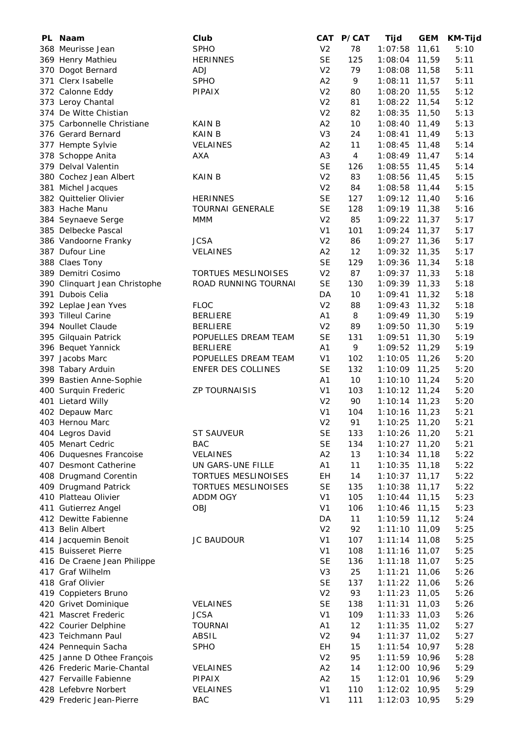| PL | Naam | Club | CAT | P/CAT | Tijd | GEM | KM-Tijd |
|---|---|---|---|---|---|---|---|
| 368 | Meurisse Jean | SPHO | V2 | 78 | 1:07:58 | 11,61 | 5:10 |
| 369 | Henry Mathieu | HERINNES | SE | 125 | 1:08:04 | 11,59 | 5:11 |
| 370 | Dogot Bernard | ADJ | V2 | 79 | 1:08:08 | 11,58 | 5:11 |
| 371 | Clerx Isabelle | SPHO | A2 | 9 | 1:08:11 | 11,57 | 5:11 |
| 372 | Calonne Eddy | PIPAIX | V2 | 80 | 1:08:20 | 11,55 | 5:12 |
| 373 | Leroy Chantal | | V2 | 81 | 1:08:22 | 11,54 | 5:12 |
| 374 | De Witte Chistian | | V2 | 82 | 1:08:35 | 11,50 | 5:13 |
| 375 | Carbonnelle Christiane | KAIN B | A2 | 10 | 1:08:40 | 11,49 | 5:13 |
| 376 | Gerard Bernard | KAIN B | V3 | 24 | 1:08:41 | 11,49 | 5:13 |
| 377 | Hempte Sylvie | VELAINES | A2 | 11 | 1:08:45 | 11,48 | 5:14 |
| 378 | Schoppe Anita | AXA | A3 | 4 | 1:08:49 | 11,47 | 5:14 |
| 379 | Delval Valentin | | SE | 126 | 1:08:55 | 11,45 | 5:14 |
| 380 | Cochez Jean Albert | KAIN B | V2 | 83 | 1:08:56 | 11,45 | 5:15 |
| 381 | Michel Jacques | | V2 | 84 | 1:08:58 | 11,44 | 5:15 |
| 382 | Quittelier Olivier | HERINNES | SE | 127 | 1:09:12 | 11,40 | 5:16 |
| 383 | Hache Manu | TOURNAI GENERALE | SE | 128 | 1:09:19 | 11,38 | 5:16 |
| 384 | Seynaeve Serge | MMM | V2 | 85 | 1:09:22 | 11,37 | 5:17 |
| 385 | Delbecke Pascal | | V1 | 101 | 1:09:24 | 11,37 | 5:17 |
| 386 | Vandoorne Franky | JCSA | V2 | 86 | 1:09:27 | 11,36 | 5:17 |
| 387 | Dufour Line | VELAINES | A2 | 12 | 1:09:32 | 11,35 | 5:17 |
| 388 | Claes Tony | | SE | 129 | 1:09:36 | 11,34 | 5:18 |
| 389 | Demitri Cosimo | TORTUES MESLINOISES | V2 | 87 | 1:09:37 | 11,33 | 5:18 |
| 390 | Clinquart Jean Christophe | ROAD RUNNING TOURNAI | SE | 130 | 1:09:39 | 11,33 | 5:18 |
| 391 | Dubois Celia | | DA | 10 | 1:09:41 | 11,32 | 5:18 |
| 392 | Leplae Jean Yves | FLOC | V2 | 88 | 1:09:43 | 11,32 | 5:18 |
| 393 | Tilleul Carine | BERLIERE | A1 | 8 | 1:09:49 | 11,30 | 5:19 |
| 394 | Noullet Claude | BERLIERE | V2 | 89 | 1:09:50 | 11,30 | 5:19 |
| 395 | Gilquain Patrick | POPUELLES DREAM TEAM | SE | 131 | 1:09:51 | 11,30 | 5:19 |
| 396 | Bequet Yannick | BERLIERE | A1 | 9 | 1:09:52 | 11,29 | 5:19 |
| 397 | Jacobs Marc | POPUELLES DREAM TEAM | V1 | 102 | 1:10:05 | 11,26 | 5:20 |
| 398 | Tabary Arduin | ENFER DES COLLINES | SE | 132 | 1:10:09 | 11,25 | 5:20 |
| 399 | Bastien Anne-Sophie | | A1 | 10 | 1:10:10 | 11,24 | 5:20 |
| 400 | Surquin Frederic | ZP TOURNAISIS | V1 | 103 | 1:10:12 | 11,24 | 5:20 |
| 401 | Lietard Willy | | V2 | 90 | 1:10:14 | 11,23 | 5:20 |
| 402 | Depauw Marc | | V1 | 104 | 1:10:16 | 11,23 | 5:21 |
| 403 | Hernou Marc | | V2 | 91 | 1:10:25 | 11,20 | 5:21 |
| 404 | Legros David | ST SAUVEUR | SE | 133 | 1:10:26 | 11,20 | 5:21 |
| 405 | Menart Cedric | BAC | SE | 134 | 1:10:27 | 11,20 | 5:21 |
| 406 | Duquesnes Francoise | VELAINES | A2 | 13 | 1:10:34 | 11,18 | 5:22 |
| 407 | Desmont Catherine | UN GARS-UNE FILLE | A1 | 11 | 1:10:35 | 11,18 | 5:22 |
| 408 | Drugmand Corentin | TORTUES MESLINOISES | EH | 14 | 1:10:37 | 11,17 | 5:22 |
| 409 | Drugmand Patrick | TORTUES MESLINOISES | SE | 135 | 1:10:38 | 11,17 | 5:22 |
| 410 | Platteau Olivier | ADDM OGY | V1 | 105 | 1:10:44 | 11,15 | 5:23 |
| 411 | Gutierrez Angel | OBJ | V1 | 106 | 1:10:46 | 11,15 | 5:23 |
| 412 | Dewitte Fabienne | | DA | 11 | 1:10:59 | 11,12 | 5:24 |
| 413 | Belin Albert | | V2 | 92 | 1:11:10 | 11,09 | 5:25 |
| 414 | Jacquemin Benoit | JC BAUDOUR | V1 | 107 | 1:11:14 | 11,08 | 5:25 |
| 415 | Buisseret Pierre | | V1 | 108 | 1:11:16 | 11,07 | 5:25 |
| 416 | De Craene Jean Philippe | | SE | 136 | 1:11:18 | 11,07 | 5:25 |
| 417 | Graf Wilhelm | | V3 | 25 | 1:11:21 | 11,06 | 5:26 |
| 418 | Graf Olivier | | SE | 137 | 1:11:22 | 11,06 | 5:26 |
| 419 | Coppieters Bruno | | V2 | 93 | 1:11:23 | 11,05 | 5:26 |
| 420 | Grivet Dominique | VELAINES | SE | 138 | 1:11:31 | 11,03 | 5:26 |
| 421 | Mascret Frederic | JCSA | V1 | 109 | 1:11:33 | 11,03 | 5:26 |
| 422 | Courier Delphine | TOURNAI | A1 | 12 | 1:11:35 | 11,02 | 5:27 |
| 423 | Teichmann Paul | ABSIL | V2 | 94 | 1:11:37 | 11,02 | 5:27 |
| 424 | Pennequin Sacha | SPHO | EH | 15 | 1:11:54 | 10,97 | 5:28 |
| 425 | Janne D Othee François | | V2 | 95 | 1:11:59 | 10,96 | 5:28 |
| 426 | Frederic Marie-Chantal | VELAINES | A2 | 14 | 1:12:00 | 10,96 | 5:29 |
| 427 | Fervaille Fabienne | PIPAIX | A2 | 15 | 1:12:01 | 10,96 | 5:29 |
| 428 | Lefebvre Norbert | VELAINES | V1 | 110 | 1:12:02 | 10,95 | 5:29 |
| 429 | Frederic Jean-Pierre | BAC | V1 | 111 | 1:12:03 | 10,95 | 5:29 |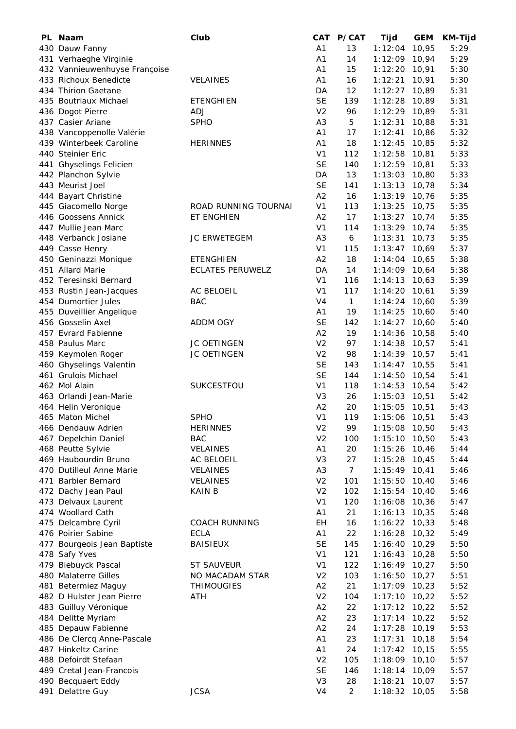| PL | Naam | Club | CAT | P/CAT | Tijd | GEM | KM-Tijd |
|---|---|---|---|---|---|---|---|
| 430 | Dauw Fanny | | A1 | 13 | 1:12:04 | 10,95 | 5:29 |
| 431 | Verhaeghe Virginie | | A1 | 14 | 1:12:09 | 10,94 | 5:29 |
| 432 | Vannieuwenhuyse Françoise | | A1 | 15 | 1:12:20 | 10,91 | 5:30 |
| 433 | Richoux Benedicte | VELAINES | A1 | 16 | 1:12:21 | 10,91 | 5:30 |
| 434 | Thirion Gaetane | | DA | 12 | 1:12:27 | 10,89 | 5:31 |
| 435 | Boutriaux Michael | ETENGHIEN | SE | 139 | 1:12:28 | 10,89 | 5:31 |
| 436 | Dogot Pierre | ADJ | V2 | 96 | 1:12:29 | 10,89 | 5:31 |
| 437 | Casier Ariane | SPHO | A3 | 5 | 1:12:31 | 10,88 | 5:31 |
| 438 | Vancoppenolle Valérie | | A1 | 17 | 1:12:41 | 10,86 | 5:32 |
| 439 | Winterbeek Caroline | HERINNES | A1 | 18 | 1:12:45 | 10,85 | 5:32 |
| 440 | Steinier Eric | | V1 | 112 | 1:12:58 | 10,81 | 5:33 |
| 441 | Ghyselings Felicien | | SE | 140 | 1:12:59 | 10,81 | 5:33 |
| 442 | Planchon Sylvie | | DA | 13 | 1:13:03 | 10,80 | 5:33 |
| 443 | Meurist Joel | | SE | 141 | 1:13:13 | 10,78 | 5:34 |
| 444 | Bayart Christine | | A2 | 16 | 1:13:19 | 10,76 | 5:35 |
| 445 | Giacomello Norge | ROAD RUNNING TOURNAI | V1 | 113 | 1:13:25 | 10,75 | 5:35 |
| 446 | Goossens Annick | ET ENGHIEN | A2 | 17 | 1:13:27 | 10,74 | 5:35 |
| 447 | Mullie Jean Marc | | V1 | 114 | 1:13:29 | 10,74 | 5:35 |
| 448 | Verbanck Josiane | JC ERWETEGEM | A3 | 6 | 1:13:31 | 10,73 | 5:35 |
| 449 | Casse Henry | | V1 | 115 | 1:13:47 | 10,69 | 5:37 |
| 450 | Geninazzi Monique | ETENGHIEN | A2 | 18 | 1:14:04 | 10,65 | 5:38 |
| 451 | Allard Marie | ECLATES PERUWELZ | DA | 14 | 1:14:09 | 10,64 | 5:38 |
| 452 | Teresinski Bernard | | V1 | 116 | 1:14:13 | 10,63 | 5:39 |
| 453 | Rustin Jean-Jacques | AC BELOEIL | V1 | 117 | 1:14:20 | 10,61 | 5:39 |
| 454 | Dumortier Jules | BAC | V4 | 1 | 1:14:24 | 10,60 | 5:39 |
| 455 | Duveillier Angelique | | A1 | 19 | 1:14:25 | 10,60 | 5:40 |
| 456 | Gosselin Axel | ADDM OGY | SE | 142 | 1:14:27 | 10,60 | 5:40 |
| 457 | Evrard Fabienne | | A2 | 19 | 1:14:36 | 10,58 | 5:40 |
| 458 | Paulus Marc | JC OETINGEN | V2 | 97 | 1:14:38 | 10,57 | 5:41 |
| 459 | Keymolen Roger | JC OETINGEN | V2 | 98 | 1:14:39 | 10,57 | 5:41 |
| 460 | Ghyselings Valentin | | SE | 143 | 1:14:47 | 10,55 | 5:41 |
| 461 | Grulois Michael | | SE | 144 | 1:14:50 | 10,54 | 5:41 |
| 462 | Mol Alain | SUKCESTFOU | V1 | 118 | 1:14:53 | 10,54 | 5:42 |
| 463 | Orlandi Jean-Marie | | V3 | 26 | 1:15:03 | 10,51 | 5:42 |
| 464 | Helin Veronique | | A2 | 20 | 1:15:05 | 10,51 | 5:43 |
| 465 | Maton Michel | SPHO | V1 | 119 | 1:15:06 | 10,51 | 5:43 |
| 466 | Dendauw Adrien | HERINNES | V2 | 99 | 1:15:08 | 10,50 | 5:43 |
| 467 | Depelchin Daniel | BAC | V2 | 100 | 1:15:10 | 10,50 | 5:43 |
| 468 | Peutte Sylvie | VELAINES | A1 | 20 | 1:15:26 | 10,46 | 5:44 |
| 469 | Haubourdin Bruno | AC BELOEIL | V3 | 27 | 1:15:28 | 10,45 | 5:44 |
| 470 | Dutilleul Anne Marie | VELAINES | A3 | 7 | 1:15:49 | 10,41 | 5:46 |
| 471 | Barbier Bernard | VELAINES | V2 | 101 | 1:15:50 | 10,40 | 5:46 |
| 472 | Dachy Jean Paul | KAIN B | V2 | 102 | 1:15:54 | 10,40 | 5:46 |
| 473 | Delvaux Laurent | | V1 | 120 | 1:16:08 | 10,36 | 5:47 |
| 474 | Woollard Cath | | A1 | 21 | 1:16:13 | 10,35 | 5:48 |
| 475 | Delcambre Cyril | COACH RUNNING | EH | 16 | 1:16:22 | 10,33 | 5:48 |
| 476 | Poirier Sabine | ECLA | A1 | 22 | 1:16:28 | 10,32 | 5:49 |
| 477 | Bourgeois Jean Baptiste | BAISIEUX | SE | 145 | 1:16:40 | 10,29 | 5:50 |
| 478 | Safy Yves | | V1 | 121 | 1:16:43 | 10,28 | 5:50 |
| 479 | Biebuyck Pascal | ST SAUVEUR | V1 | 122 | 1:16:49 | 10,27 | 5:50 |
| 480 | Malaterre Gilles | NO MACADAM STAR | V2 | 103 | 1:16:50 | 10,27 | 5:51 |
| 481 | Betermiez Maguy | THIMOUGIES | A2 | 21 | 1:17:09 | 10,23 | 5:52 |
| 482 | D Hulster Jean Pierre | ATH | V2 | 104 | 1:17:10 | 10,22 | 5:52 |
| 483 | Guilluy Véronique | | A2 | 22 | 1:17:12 | 10,22 | 5:52 |
| 484 | Delitte Myriam | | A2 | 23 | 1:17:14 | 10,22 | 5:52 |
| 485 | Depauw Fabienne | | A2 | 24 | 1:17:28 | 10,19 | 5:53 |
| 486 | De Clercq Anne-Pascale | | A1 | 23 | 1:17:31 | 10,18 | 5:54 |
| 487 | Hinkeltz Carine | | A1 | 24 | 1:17:42 | 10,15 | 5:55 |
| 488 | Defoirdt Stefaan | | V2 | 105 | 1:18:09 | 10,10 | 5:57 |
| 489 | Cretal Jean-Francois | | SE | 146 | 1:18:14 | 10,09 | 5:57 |
| 490 | Becquaert Eddy | | V3 | 28 | 1:18:21 | 10,07 | 5:57 |
| 491 | Delattre Guy | JCSA | V4 | 2 | 1:18:32 | 10,05 | 5:58 |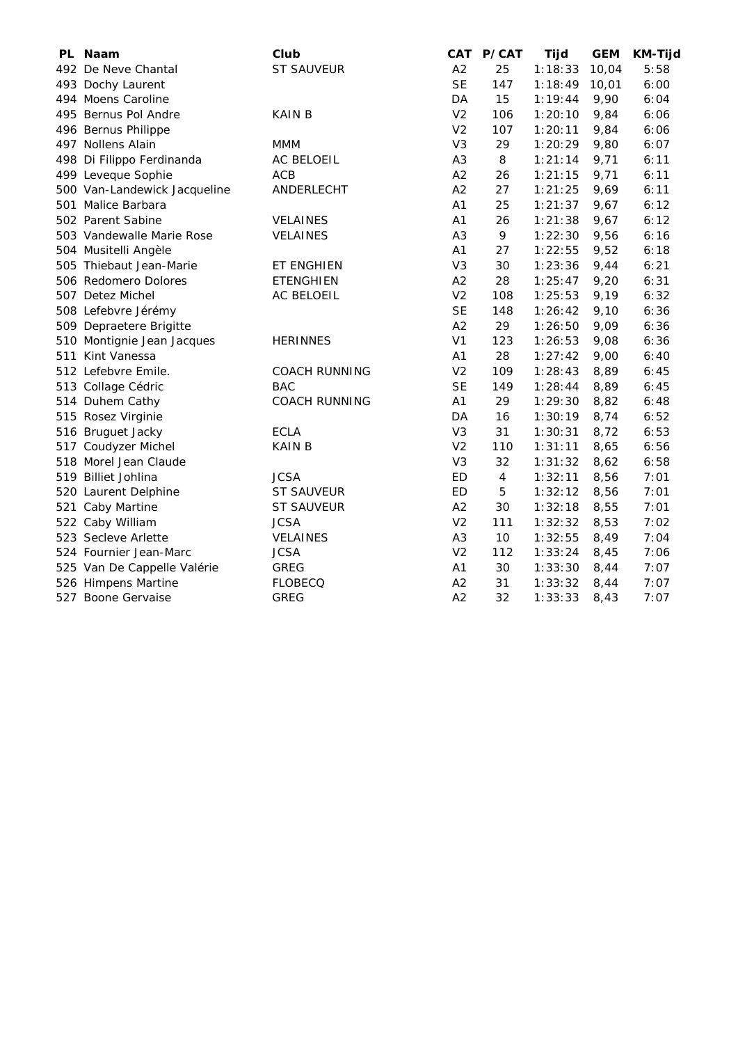| PL | Naam | Club | CAT | P/CAT | Tijd | GEM | KM-Tijd |
|---|---|---|---|---|---|---|---|
| 492 | De Neve Chantal | ST SAUVEUR | A2 | 25 | 1:18:33 | 10,04 | 5:58 |
| 493 | Dochy Laurent | | SE | 147 | 1:18:49 | 10,01 | 6:00 |
| 494 | Moens Caroline | | DA | 15 | 1:19:44 | 9,90 | 6:04 |
| 495 | Bernus Pol Andre | KAIN B | V2 | 106 | 1:20:10 | 9,84 | 6:06 |
| 496 | Bernus Philippe | | V2 | 107 | 1:20:11 | 9,84 | 6:06 |
| 497 | Nollens Alain | MMM | V3 | 29 | 1:20:29 | 9,80 | 6:07 |
| 498 | Di Filippo Ferdinanda | AC BELOEIL | A3 | 8 | 1:21:14 | 9,71 | 6:11 |
| 499 | Leveque Sophie | ACB | A2 | 26 | 1:21:15 | 9,71 | 6:11 |
| 500 | Van-Landewick Jacqueline | ANDERLECHT | A2 | 27 | 1:21:25 | 9,69 | 6:11 |
| 501 | Malice Barbara | | A1 | 25 | 1:21:37 | 9,67 | 6:12 |
| 502 | Parent Sabine | VELAINES | A1 | 26 | 1:21:38 | 9,67 | 6:12 |
| 503 | Vandewalle Marie Rose | VELAINES | A3 | 9 | 1:22:30 | 9,56 | 6:16 |
| 504 | Musitelli Angèle | | A1 | 27 | 1:22:55 | 9,52 | 6:18 |
| 505 | Thiebaut Jean-Marie | ET ENGHIEN | V3 | 30 | 1:23:36 | 9,44 | 6:21 |
| 506 | Redomero Dolores | ETENGHIEN | A2 | 28 | 1:25:47 | 9,20 | 6:31 |
| 507 | Detez Michel | AC BELOEIL | V2 | 108 | 1:25:53 | 9,19 | 6:32 |
| 508 | Lefebvre Jérémy | | SE | 148 | 1:26:42 | 9,10 | 6:36 |
| 509 | Depraetere Brigitte | | A2 | 29 | 1:26:50 | 9,09 | 6:36 |
| 510 | Montignie Jean Jacques | HERINNES | V1 | 123 | 1:26:53 | 9,08 | 6:36 |
| 511 | Kint Vanessa | | A1 | 28 | 1:27:42 | 9,00 | 6:40 |
| 512 | Lefebvre Emile. | COACH RUNNING | V2 | 109 | 1:28:43 | 8,89 | 6:45 |
| 513 | Collage Cédric | BAC | SE | 149 | 1:28:44 | 8,89 | 6:45 |
| 514 | Duhem Cathy | COACH RUNNING | A1 | 29 | 1:29:30 | 8,82 | 6:48 |
| 515 | Rosez Virginie | | DA | 16 | 1:30:19 | 8,74 | 6:52 |
| 516 | Bruguet Jacky | ECLA | V3 | 31 | 1:30:31 | 8,72 | 6:53 |
| 517 | Coudyzer Michel | KAIN B | V2 | 110 | 1:31:11 | 8,65 | 6:56 |
| 518 | Morel Jean Claude | | V3 | 32 | 1:31:32 | 8,62 | 6:58 |
| 519 | Billiet Johlina | JCSA | ED | 4 | 1:32:11 | 8,56 | 7:01 |
| 520 | Laurent Delphine | ST SAUVEUR | ED | 5 | 1:32:12 | 8,56 | 7:01 |
| 521 | Caby Martine | ST SAUVEUR | A2 | 30 | 1:32:18 | 8,55 | 7:01 |
| 522 | Caby William | JCSA | V2 | 111 | 1:32:32 | 8,53 | 7:02 |
| 523 | Secleve Arlette | VELAINES | A3 | 10 | 1:32:55 | 8,49 | 7:04 |
| 524 | Fournier Jean-Marc | JCSA | V2 | 112 | 1:33:24 | 8,45 | 7:06 |
| 525 | Van De Cappelle Valérie | GREG | A1 | 30 | 1:33:30 | 8,44 | 7:07 |
| 526 | Himpens Martine | FLOBECQ | A2 | 31 | 1:33:32 | 8,44 | 7:07 |
| 527 | Boone Gervaise | GREG | A2 | 32 | 1:33:33 | 8,43 | 7:07 |